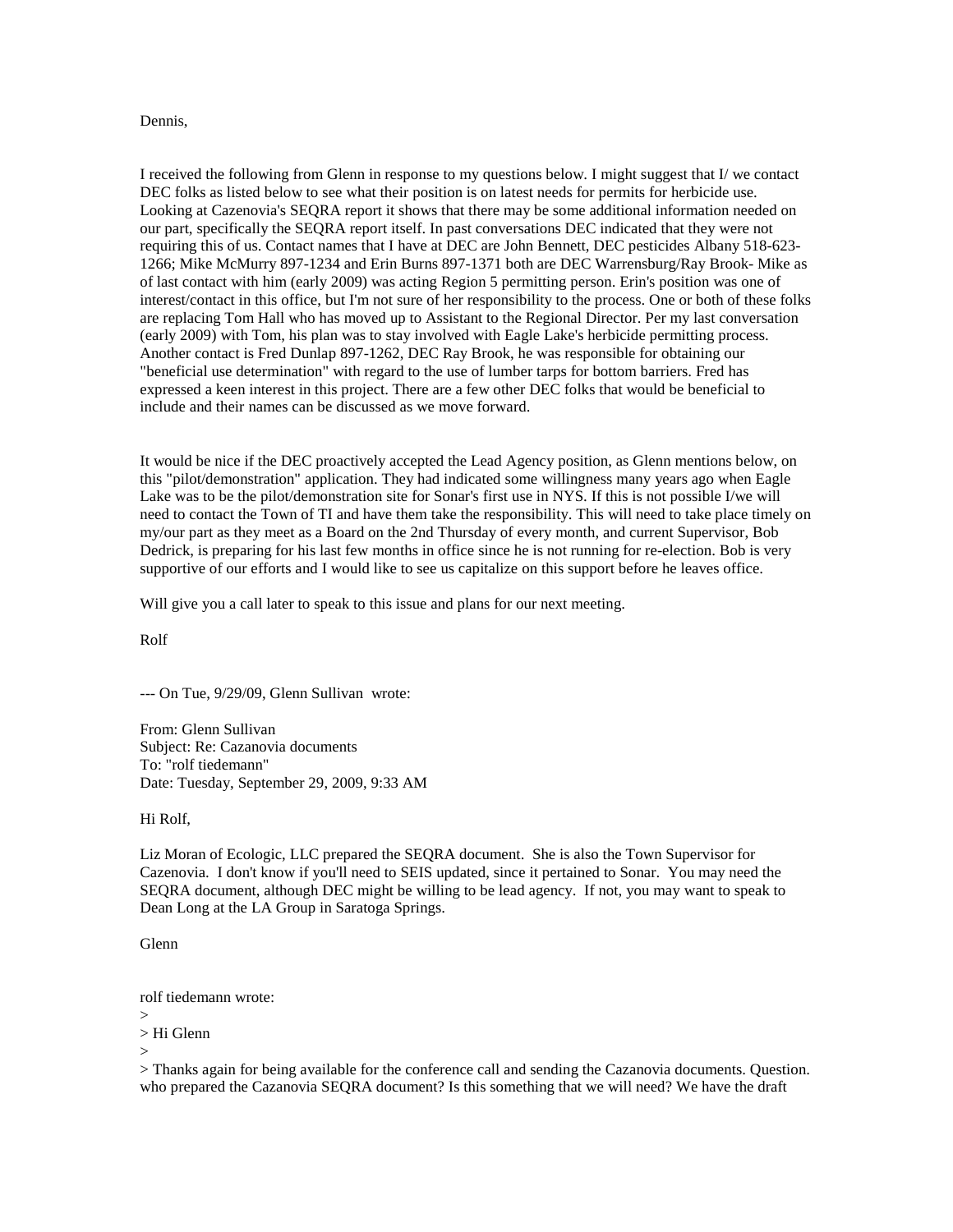Dennis,

I received the following from Glenn in response to my questions below. I might suggest that I/ we contact DEC folks as listed below to see what their position is on latest needs for permits for herbicide use. Looking at Cazenovia's SEQRA report it shows that there may be some additional information needed on our part, specifically the SEQRA report itself. In past conversations DEC indicated that they were not requiring this of us. Contact names that I have at DEC are John Bennett, DEC pesticides Albany 518-623-1266; Mike McMurry 897-1234 and Erin Burns 897-1371 both are DEC Warrensburg/Ray Brook- Mike as of last contact with him (early 2009) was acting Region 5 permitting person. Erin's position was one of interest/contact in this office, but I'm not sure of her responsibility to the process. One or both of these folks are replacing Tom Hall who has moved up to Assistant to the Regional Director. Per my last conversation (early 2009) with Tom, his plan was to stay involved with Eagle Lake's herbicide permitting process. Another contact is Fred Dunlap 897-1262, DEC Ray Brook, he was responsible for obtaining our "beneficial use determination" with regard to the use of lumber tarps for bottom barriers. Fred has expressed a keen interest in this project. There are a few other DEC folks that would be beneficial to include and their names can be discussed as we move forward.

It would be nice if the DEC proactively accepted the Lead Agency position, as Glenn mentions below, on this "pilot/demonstration" application. They had indicated some willingness many years ago when Eagle Lake was to be the pilot/demonstration site for Sonar's first use in NYS. If this is not possible I/we will need to contact the Town of TI and have them take the responsibility. This will need to take place timely on my/our part as they meet as a Board on the 2nd Thursday of every month, and current Supervisor, Bob Dedrick, is preparing for his last few months in office since he is not running for re-election. Bob is very supportive of our efforts and I would like to see us capitalize on this support before he leaves office.

Will give you a call later to speak to this issue and plans for our next meeting.

Rolf

--- On Tue, 9/29/09, Glenn Sullivan wrote:

From: Glenn Sullivan
Subject: Re: Cazanovia documents
To: "rolf tiedemann"
Date: Tuesday, September 29, 2009, 9:33 AM

Hi Rolf,

Liz Moran of Ecologic, LLC prepared the SEQRA document. She is also the Town Supervisor for Cazenovia. I don't know if you'll need to SEIS updated, since it pertained to Sonar. You may need the SEQRA document, although DEC might be willing to be lead agency. If not, you may want to speak to Dean Long at the LA Group in Saratoga Springs.

Glenn

rolf tiedemann wrote:
>
> Hi Glenn
>
> Thanks again for being available for the conference call and sending the Cazanovia documents. Question. who prepared the Cazanovia SEQRA document? Is this something that we will need? We have the draft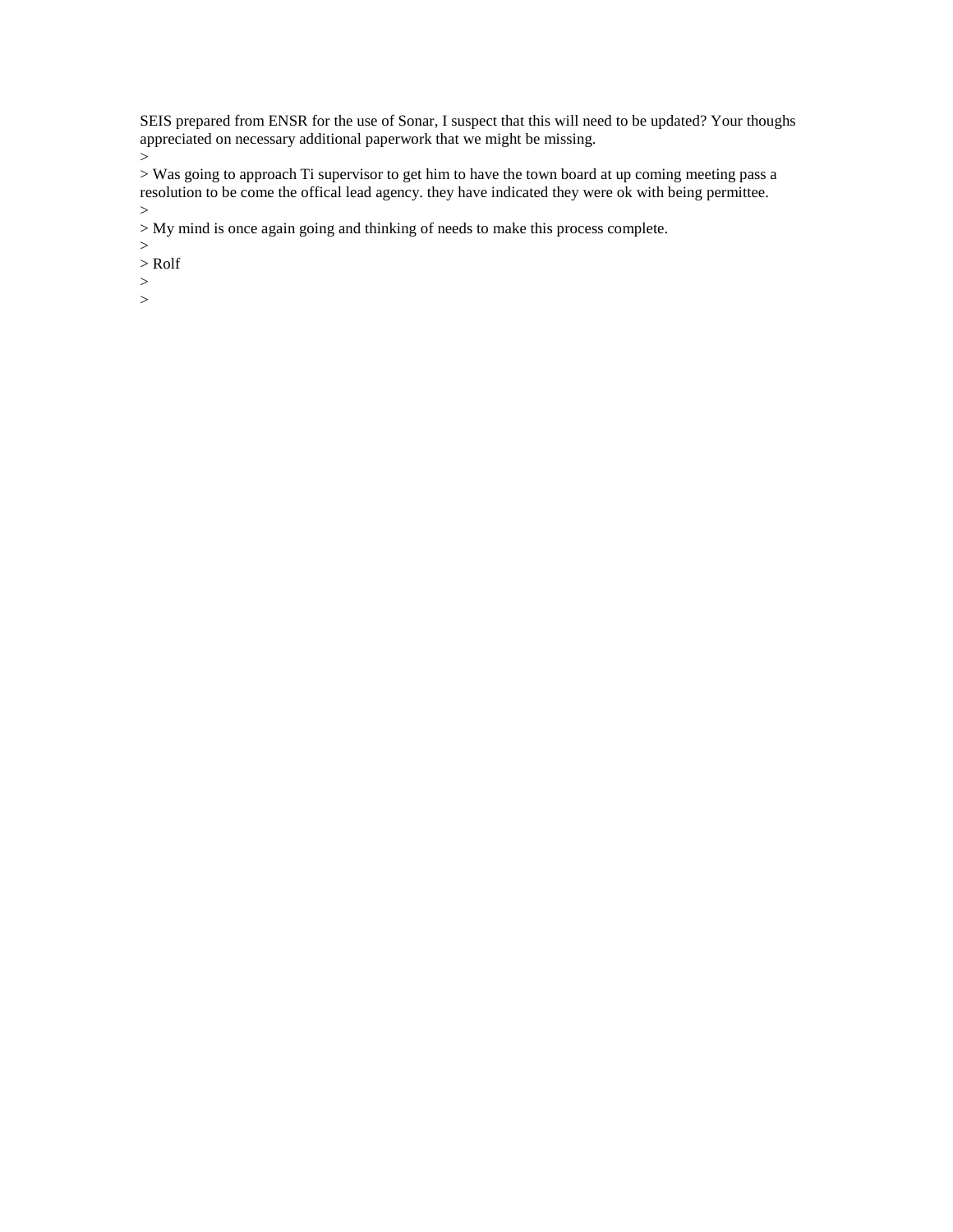SEIS prepared from ENSR for the use of Sonar, I suspect that this will need to be updated? Your thoughs appreciated on necessary additional paperwork that we might be missing.

>

> Was going to approach Ti supervisor to get him to have the town board at up coming meeting pass a resolution to be come the offical lead agency. they have indicated they were ok with being permittee.

>

> My mind is once again going and thinking of needs to make this process complete.

>

> Rolf

>

>